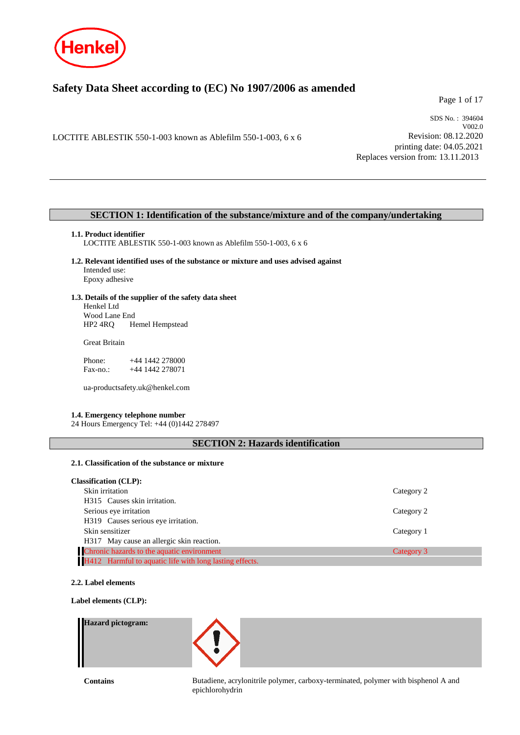# Safety Data Sheet according to (EC) No 1907/2006 as amended

LOCTITE ABLESTIK 550-1-003 known as Ablefilm 550-1-003, 6 x 6

SDS No. : 394604
V002.0
Revision: 08.12.2020
printing date: 04.05.2021
Replaces version from: 13.11.2013

## SECTION 1: Identification of the substance/mixture and of the company/undertaking

### 1.1. Product identifier

LOCTITE ABLESTIK 550-1-003 known as Ablefilm 550-1-003, 6 x 6

### 1.2. Relevant identified uses of the substance or mixture and uses advised against

Intended use:
Epoxy adhesive

### 1.3. Details of the supplier of the safety data sheet

Henkel Ltd
Wood Lane End
HP2 4RQ Hemel Hempstead

Great Britain

Phone: +44 1442 278000
Fax-no.: +44 1442 278071

ua-productsafety.uk@henkel.com

### 1.4. Emergency telephone number

24 Hours Emergency Tel: +44 (0)1442 278497

## SECTION 2: Hazards identification

### 2.1. Classification of the substance or mixture

**Classification (CLP):**

| | |
|---|---|
| Skin irritation | Category 2 |
| H315 Causes skin irritation. | |
| Serious eye irritation | Category 2 |
| H319 Causes serious eye irritation. | |
| Skin sensitizer | Category 1 |
| H317 May cause an allergic skin reaction. | |
| Chronic hazards to the aquatic environment | Category 3 |
| H412 Harmful to aquatic life with long lasting effects. | |

### 2.2. Label elements

**Label elements (CLP):**

**Hazard pictogram:**

**Contains** Butadiene, acrylonitrile polymer, carboxy-terminated, polymer with bisphenol A and epichlorohydrin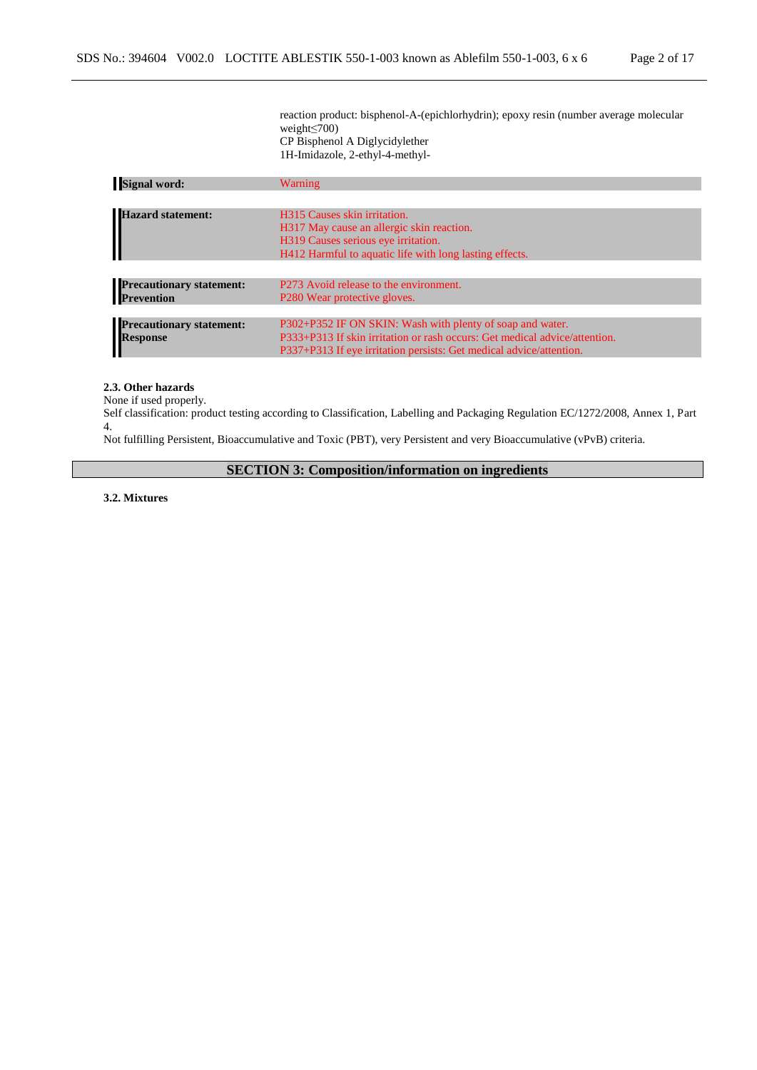reaction product: bisphenol-A-(epichlorhydrin); epoxy resin (number average molecular weight≤700)
CP Bisphenol A Diglycidylether
1H-Imidazole, 2-ethyl-4-methyl-

| | |
|---|---|
| **Signal word:** | Warning |
| **Hazard statement:** | H315 Causes skin irritation.<br>H317 May cause an allergic skin reaction.<br>H319 Causes serious eye irritation.<br>H412 Harmful to aquatic life with long lasting effects. |
| **Precautionary statement: Prevention** | P273 Avoid release to the environment.<br>P280 Wear protective gloves. |
| **Precautionary statement: Response** | P302+P352 IF ON SKIN: Wash with plenty of soap and water.<br>P333+P313 If skin irritation or rash occurs: Get medical advice/attention.<br>P337+P313 If eye irritation persists: Get medical advice/attention. |

**2.3. Other hazards**

None if used properly.

Self classification: product testing according to Classification, Labelling and Packaging Regulation EC/1272/2008, Annex 1, Part 4.

Not fulfilling Persistent, Bioaccumulative and Toxic (PBT), very Persistent and very Bioaccumulative (vPvB) criteria.

## SECTION 3: Composition/information on ingredients

**3.2. Mixtures**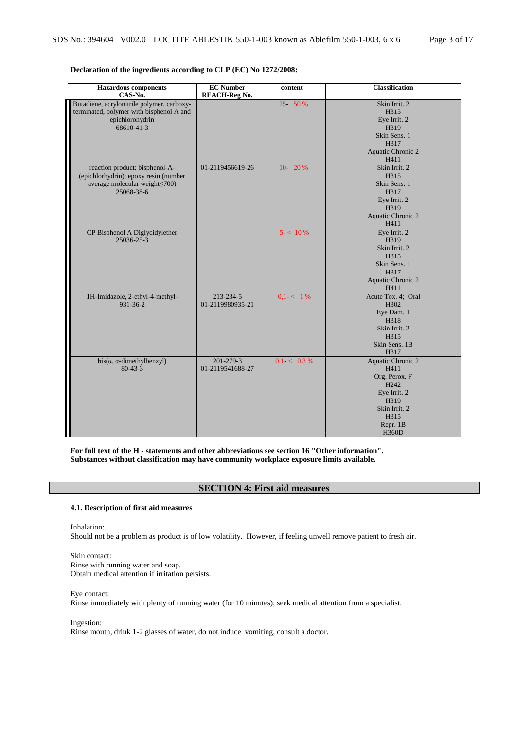**Declaration of the ingredients according to CLP (EC) No 1272/2008:**

| Hazardous components<br>CAS-No. | EC Number<br>REACH-Reg No. | content | Classification |
|---|---|---|---|
| Butadiene, acrylonitrile polymer, carboxy-terminated, polymer with bisphenol A and epichlorohydrin<br>68610-41-3 | | 25- 50 % | Skin Irrit. 2<br>H315<br>Eye Irrit. 2<br>H319<br>Skin Sens. 1<br>H317<br>Aquatic Chronic 2<br>H411 |
| reaction product: bisphenol-A-(epichlorhydrin); epoxy resin (number average molecular weight≤700)<br>25068-38-6 | 01-2119456619-26 | 10- 20 % | Skin Irrit. 2<br>H315<br>Skin Sens. 1<br>H317<br>Eye Irrit. 2<br>H319<br>Aquatic Chronic 2<br>H411 |
| CP Bisphenol A Diglycidylether<br>25036-25-3 | | 5- < 10 % | Eye Irrit. 2<br>H319<br>Skin Irrit. 2<br>H315<br>Skin Sens. 1<br>H317<br>Aquatic Chronic 2<br>H411 |
| 1H-Imidazole, 2-ethyl-4-methyl-<br>931-36-2 | 213-234-5<br>01-2119980935-21 | 0,1- < 1 % | Acute Tox. 4; Oral<br>H302<br>Eye Dam. 1<br>H318<br>Skin Irrit. 2<br>H315<br>Skin Sens. 1B<br>H317 |
| bis(α, α-dimethylbenzyl)<br>80-43-3 | 201-279-3<br>01-2119541688-27 | 0,1- < 0,3 % | Aquatic Chronic 2<br>H411<br>Org. Perox. F<br>H242<br>Eye Irrit. 2<br>H319<br>Skin Irrit. 2<br>H315<br>Repr. 1B<br>H360D |

**For full text of the H - statements and other abbreviations see section 16 "Other information".**
**Substances without classification may have community workplace exposure limits available.**

## SECTION 4: First aid measures

### 4.1. Description of first aid measures

Inhalation:
Should not be a problem as product is of low volatility. However, if feeling unwell remove patient to fresh air.

Skin contact:
Rinse with running water and soap.
Obtain medical attention if irritation persists.

Eye contact:
Rinse immediately with plenty of running water (for 10 minutes), seek medical attention from a specialist.

Ingestion:
Rinse mouth, drink 1-2 glasses of water, do not induce vomiting, consult a doctor.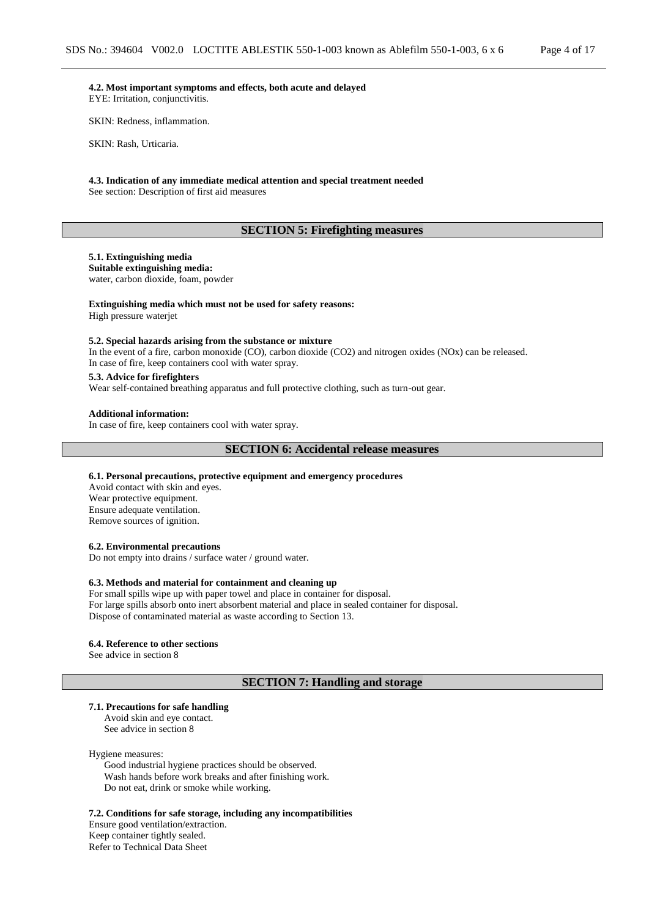**4.2. Most important symptoms and effects, both acute and delayed**
EYE: Irritation, conjunctivitis.

SKIN: Redness, inflammation.

SKIN: Rash, Urticaria.

**4.3. Indication of any immediate medical attention and special treatment needed**
See section: Description of first aid measures

## SECTION 5: Firefighting measures

**5.1. Extinguishing media**
**Suitable extinguishing media:**
water, carbon dioxide, foam, powder

**Extinguishing media which must not be used for safety reasons:**
High pressure waterjet

**5.2. Special hazards arising from the substance or mixture**
In the event of a fire, carbon monoxide (CO), carbon dioxide ($CO_2$) and nitrogen oxides (NOx) can be released.
In case of fire, keep containers cool with water spray.

**5.3. Advice for firefighters**
Wear self-contained breathing apparatus and full protective clothing, such as turn-out gear.

**Additional information:**
In case of fire, keep containers cool with water spray.

## SECTION 6: Accidental release measures

**6.1. Personal precautions, protective equipment and emergency procedures**
Avoid contact with skin and eyes.
Wear protective equipment.
Ensure adequate ventilation.
Remove sources of ignition.

**6.2. Environmental precautions**
Do not empty into drains / surface water / ground water.

**6.3. Methods and material for containment and cleaning up**
For small spills wipe up with paper towel and place in container for disposal.
For large spills absorb onto inert absorbent material and place in sealed container for disposal.
Dispose of contaminated material as waste according to Section 13.

**6.4. Reference to other sections**
See advice in section 8

## SECTION 7: Handling and storage

**7.1. Precautions for safe handling**
Avoid skin and eye contact.
See advice in section 8

Hygiene measures:
Good industrial hygiene practices should be observed.
Wash hands before work breaks and after finishing work.
Do not eat, drink or smoke while working.

**7.2. Conditions for safe storage, including any incompatibilities**
Ensure good ventilation/extraction.
Keep container tightly sealed.
Refer to Technical Data Sheet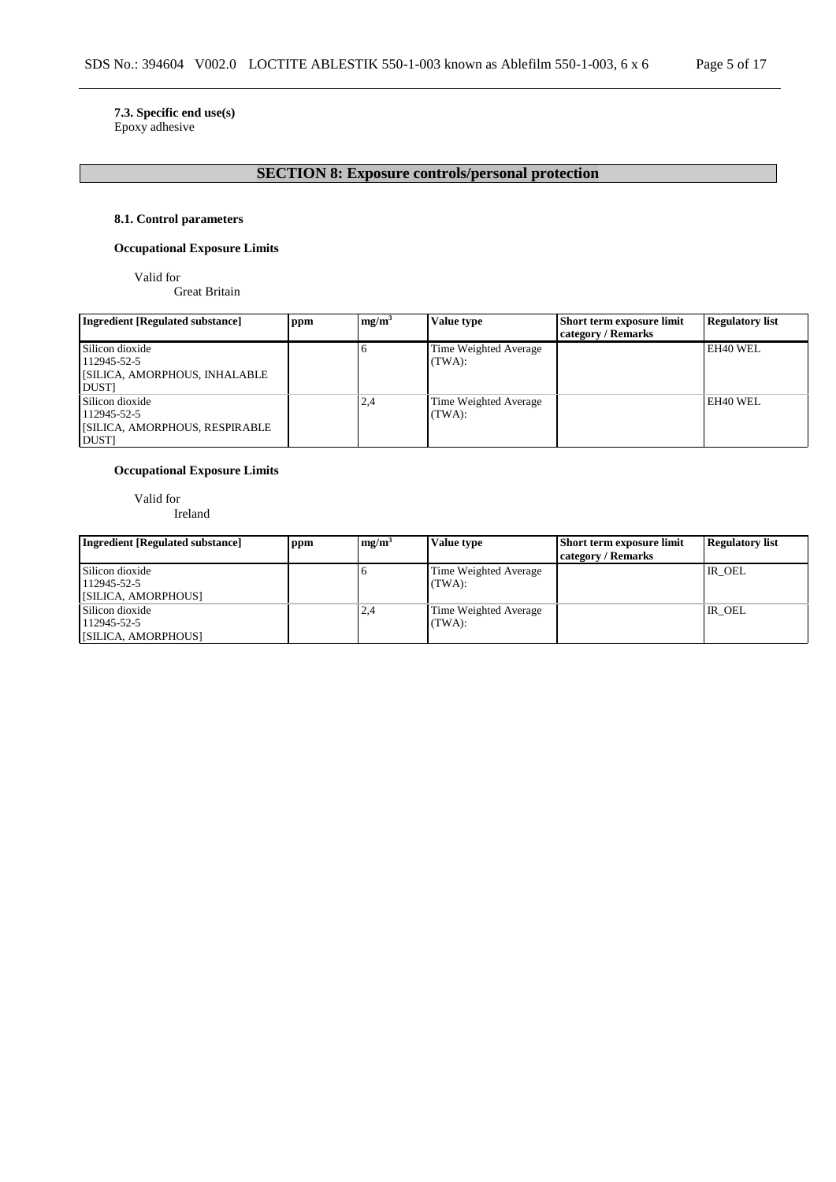**7.3. Specific end use(s)**
Epoxy adhesive

## SECTION 8: Exposure controls/personal protection

**8.1. Control parameters**

**Occupational Exposure Limits**

Valid for
Great Britain

| Ingredient [Regulated substance] | ppm | mg/m³ | Value type | Short term exposure limit category / Remarks | Regulatory list |
|---|---|---|---|---|---|
| Silicon dioxide<br>112945-52-5<br>[SILICA, AMORPHOUS, INHALABLE DUST] | | 6 | Time Weighted Average (TWA): | | EH40 WEL |
| Silicon dioxide<br>112945-52-5<br>[SILICA, AMORPHOUS, RESPIRABLE DUST] | | 2,4 | Time Weighted Average (TWA): | | EH40 WEL |

**Occupational Exposure Limits**

Valid for
Ireland

| Ingredient [Regulated substance] | ppm | mg/m³ | Value type | Short term exposure limit category / Remarks | Regulatory list |
|---|---|---|---|---|---|
| Silicon dioxide<br>112945-52-5<br>[SILICA, AMORPHOUS] | | 6 | Time Weighted Average (TWA): | | IR_OEL |
| Silicon dioxide<br>112945-52-5<br>[SILICA, AMORPHOUS] | | 2,4 | Time Weighted Average (TWA): | | IR_OEL |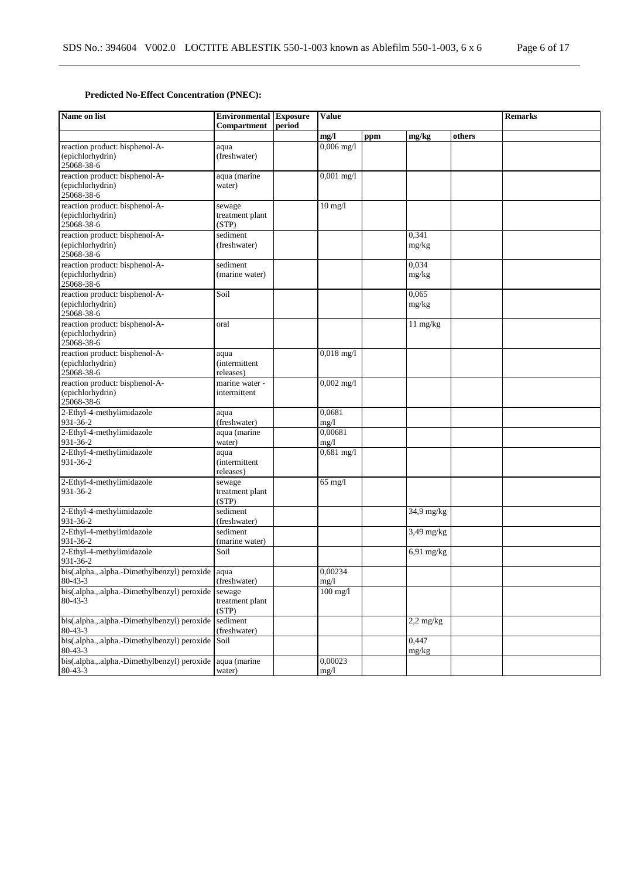**Predicted No-Effect Concentration (PNEC):**

| Name on list | Environmental Compartment | Exposure period | Value | | | | Remarks |
|---|---|---|---|---|---|---|---|
| | | | mg/l | ppm | mg/kg | others | |
| reaction product: bisphenol-A-(epichlorhydrin) 25068-38-6 | aqua (freshwater) | | 0,006 mg/l | | | | |
| reaction product: bisphenol-A-(epichlorhydrin) 25068-38-6 | aqua (marine water) | | 0,001 mg/l | | | | |
| reaction product: bisphenol-A-(epichlorhydrin) 25068-38-6 | sewage treatment plant (STP) | | 10 mg/l | | | | |
| reaction product: bisphenol-A-(epichlorhydrin) 25068-38-6 | sediment (freshwater) | | | | 0,341 mg/kg | | |
| reaction product: bisphenol-A-(epichlorhydrin) 25068-38-6 | sediment (marine water) | | | | 0,034 mg/kg | | |
| reaction product: bisphenol-A-(epichlorhydrin) 25068-38-6 | Soil | | | | 0,065 mg/kg | | |
| reaction product: bisphenol-A-(epichlorhydrin) 25068-38-6 | oral | | | | 11 mg/kg | | |
| reaction product: bisphenol-A-(epichlorhydrin) 25068-38-6 | aqua (intermittent releases) | | 0,018 mg/l | | | | |
| reaction product: bisphenol-A-(epichlorhydrin) 25068-38-6 | marine water - intermittent | | 0,002 mg/l | | | | |
| 2-Ethyl-4-methylimidazole 931-36-2 | aqua (freshwater) | | 0,0681 mg/l | | | | |
| 2-Ethyl-4-methylimidazole 931-36-2 | aqua (marine water) | | 0,00681 mg/l | | | | |
| 2-Ethyl-4-methylimidazole 931-36-2 | aqua (intermittent releases) | | 0,681 mg/l | | | | |
| 2-Ethyl-4-methylimidazole 931-36-2 | sewage treatment plant (STP) | | 65 mg/l | | | | |
| 2-Ethyl-4-methylimidazole 931-36-2 | sediment (freshwater) | | | | 34,9 mg/kg | | |
| 2-Ethyl-4-methylimidazole 931-36-2 | sediment (marine water) | | | | 3,49 mg/kg | | |
| 2-Ethyl-4-methylimidazole 931-36-2 | Soil | | | | 6,91 mg/kg | | |
| bis(.alpha.,.alpha.-Dimethylbenzyl) peroxide 80-43-3 | aqua (freshwater) | | 0,00234 mg/l | | | | |
| bis(.alpha.,.alpha.-Dimethylbenzyl) peroxide 80-43-3 | sewage treatment plant (STP) | | 100 mg/l | | | | |
| bis(.alpha.,.alpha.-Dimethylbenzyl) peroxide 80-43-3 | sediment (freshwater) | | | | 2,2 mg/kg | | |
| bis(.alpha.,.alpha.-Dimethylbenzyl) peroxide 80-43-3 | Soil | | | | 0,447 mg/kg | | |
| bis(.alpha.,.alpha.-Dimethylbenzyl) peroxide 80-43-3 | aqua (marine water) | | 0,00023 mg/l | | | | |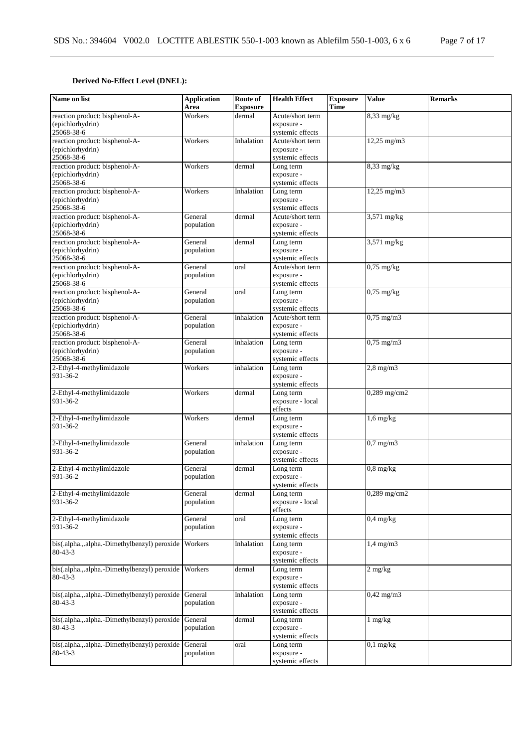**Derived No-Effect Level (DNEL):**

| Name on list | Application Area | Route of Exposure | Health Effect | Exposure Time | Value | Remarks |
|---|---|---|---|---|---|---|
| reaction product: bisphenol-A-(epichlorhydrin) 25068-38-6 | Workers | dermal | Acute/short term exposure - systemic effects | | 8,33 mg/kg | |
| reaction product: bisphenol-A-(epichlorhydrin) 25068-38-6 | Workers | Inhalation | Acute/short term exposure - systemic effects | | 12,25 mg/m3 | |
| reaction product: bisphenol-A-(epichlorhydrin) 25068-38-6 | Workers | dermal | Long term exposure - systemic effects | | 8,33 mg/kg | |
| reaction product: bisphenol-A-(epichlorhydrin) 25068-38-6 | Workers | Inhalation | Long term exposure - systemic effects | | 12,25 mg/m3 | |
| reaction product: bisphenol-A-(epichlorhydrin) 25068-38-6 | General population | dermal | Acute/short term exposure - systemic effects | | 3,571 mg/kg | |
| reaction product: bisphenol-A-(epichlorhydrin) 25068-38-6 | General population | dermal | Long term exposure - systemic effects | | 3,571 mg/kg | |
| reaction product: bisphenol-A-(epichlorhydrin) 25068-38-6 | General population | oral | Acute/short term exposure - systemic effects | | 0,75 mg/kg | |
| reaction product: bisphenol-A-(epichlorhydrin) 25068-38-6 | General population | oral | Long term exposure - systemic effects | | 0,75 mg/kg | |
| reaction product: bisphenol-A-(epichlorhydrin) 25068-38-6 | General population | inhalation | Acute/short term exposure - systemic effects | | 0,75 mg/m3 | |
| reaction product: bisphenol-A-(epichlorhydrin) 25068-38-6 | General population | inhalation | Long term exposure - systemic effects | | 0,75 mg/m3 | |
| 2-Ethyl-4-methylimidazole 931-36-2 | Workers | inhalation | Long term exposure - systemic effects | | 2,8 mg/m3 | |
| 2-Ethyl-4-methylimidazole 931-36-2 | Workers | dermal | Long term exposure - local effects | | 0,289 mg/cm2 | |
| 2-Ethyl-4-methylimidazole 931-36-2 | Workers | dermal | Long term exposure - systemic effects | | 1,6 mg/kg | |
| 2-Ethyl-4-methylimidazole 931-36-2 | General population | inhalation | Long term exposure - systemic effects | | 0,7 mg/m3 | |
| 2-Ethyl-4-methylimidazole 931-36-2 | General population | dermal | Long term exposure - systemic effects | | 0,8 mg/kg | |
| 2-Ethyl-4-methylimidazole 931-36-2 | General population | dermal | Long term exposure - local effects | | 0,289 mg/cm2 | |
| 2-Ethyl-4-methylimidazole 931-36-2 | General population | oral | Long term exposure - systemic effects | | 0,4 mg/kg | |
| bis(.alpha.,.alpha.-Dimethylbenzyl) peroxide 80-43-3 | Workers | Inhalation | Long term exposure - systemic effects | | 1,4 mg/m3 | |
| bis(.alpha.,.alpha.-Dimethylbenzyl) peroxide 80-43-3 | Workers | dermal | Long term exposure - systemic effects | | 2 mg/kg | |
| bis(.alpha.,.alpha.-Dimethylbenzyl) peroxide 80-43-3 | General population | Inhalation | Long term exposure - systemic effects | | 0,42 mg/m3 | |
| bis(.alpha.,.alpha.-Dimethylbenzyl) peroxide 80-43-3 | General population | dermal | Long term exposure - systemic effects | | 1 mg/kg | |
| bis(.alpha.,.alpha.-Dimethylbenzyl) peroxide 80-43-3 | General population | oral | Long term exposure - systemic effects | | 0,1 mg/kg | |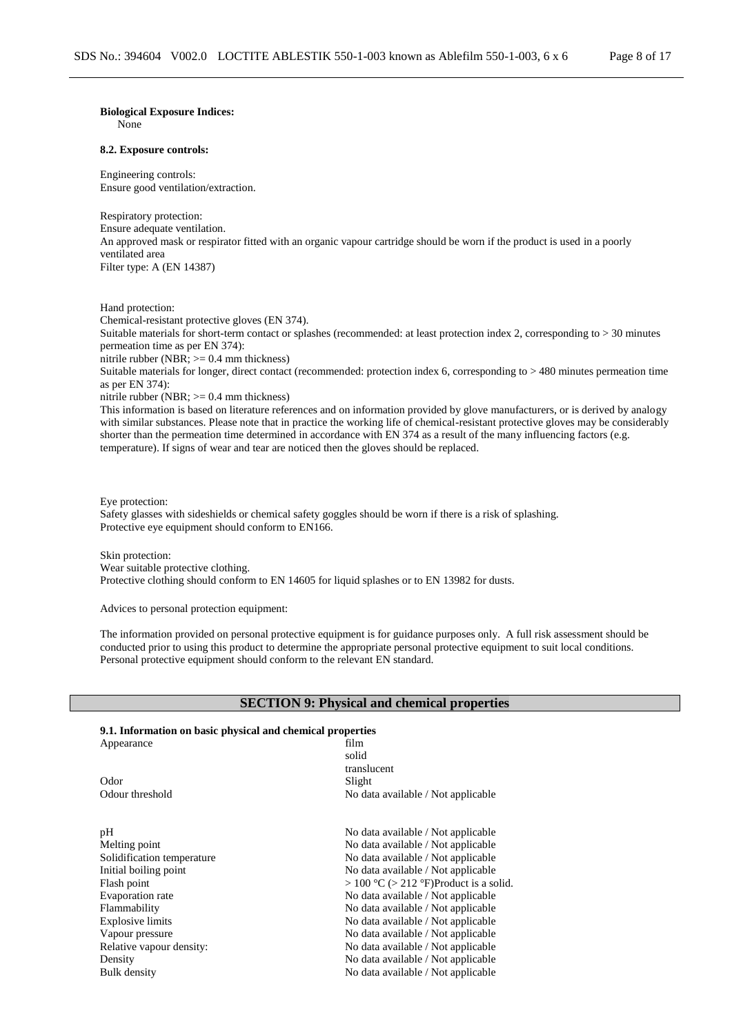**Biological Exposure Indices:**
None

**8.2. Exposure controls:**

Engineering controls:
Ensure good ventilation/extraction.

Respiratory protection:
Ensure adequate ventilation.
An approved mask or respirator fitted with an organic vapour cartridge should be worn if the product is used in a poorly ventilated area
Filter type: A (EN 14387)

Hand protection:
Chemical-resistant protective gloves (EN 374).
Suitable materials for short-term contact or splashes (recommended: at least protection index 2, corresponding to > 30 minutes permeation time as per EN 374):
nitrile rubber (NBR; >= 0.4 mm thickness)
Suitable materials for longer, direct contact (recommended: protection index 6, corresponding to > 480 minutes permeation time as per EN 374):
nitrile rubber (NBR; >= 0.4 mm thickness)
This information is based on literature references and on information provided by glove manufacturers, or is derived by analogy with similar substances. Please note that in practice the working life of chemical-resistant protective gloves may be considerably shorter than the permeation time determined in accordance with EN 374 as a result of the many influencing factors (e.g. temperature). If signs of wear and tear are noticed then the gloves should be replaced.

Eye protection:
Safety glasses with sideshields or chemical safety goggles should be worn if there is a risk of splashing.
Protective eye equipment should conform to EN166.

Skin protection:
Wear suitable protective clothing.
Protective clothing should conform to EN 14605 for liquid splashes or to EN 13982 for dusts.

Advices to personal protection equipment:

The information provided on personal protective equipment is for guidance purposes only. A full risk assessment should be conducted prior to using this product to determine the appropriate personal protective equipment to suit local conditions. Personal protective equipment should conform to the relevant EN standard.

## SECTION 9: Physical and chemical properties

**9.1. Information on basic physical and chemical properties**

| | |
|---|---|
| Appearance | film<br>solid<br>translucent |
| Odor | Slight |
| Odour threshold | No data available / Not applicable |
| pH | No data available / Not applicable |
| Melting point | No data available / Not applicable |
| Solidification temperature | No data available / Not applicable |
| Initial boiling point | No data available / Not applicable |
| Flash point | > 100 °C (> 212 °F)Product is a solid. |
| Evaporation rate | No data available / Not applicable |
| Flammability | No data available / Not applicable |
| Explosive limits | No data available / Not applicable |
| Vapour pressure | No data available / Not applicable |
| Relative vapour density: | No data available / Not applicable |
| Density | No data available / Not applicable |
| Bulk density | No data available / Not applicable |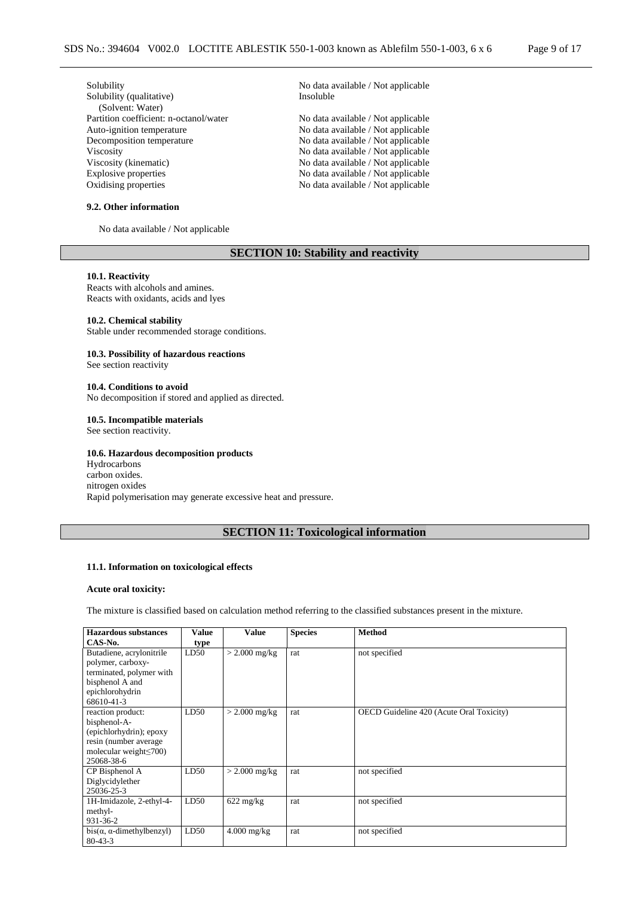| | |
|---|---|
| Solubility | No data available / Not applicable |
| Solubility (qualitative) (Solvent: Water) | Insoluble |
| Partition coefficient: n-octanol/water | No data available / Not applicable |
| Auto-ignition temperature | No data available / Not applicable |
| Decomposition temperature | No data available / Not applicable |
| Viscosity | No data available / Not applicable |
| Viscosity (kinematic) | No data available / Not applicable |
| Explosive properties | No data available / Not applicable |
| Oxidising properties | No data available / Not applicable |

### 9.2. Other information

No data available / Not applicable

## SECTION 10: Stability and reactivity

### 10.1. Reactivity

Reacts with alcohols and amines.
Reacts with oxidants, acids and lyes

### 10.2. Chemical stability

Stable under recommended storage conditions.

### 10.3. Possibility of hazardous reactions

See section reactivity

### 10.4. Conditions to avoid

No decomposition if stored and applied as directed.

### 10.5. Incompatible materials

See section reactivity.

### 10.6. Hazardous decomposition products

Hydrocarbons
carbon oxides.
nitrogen oxides
Rapid polymerisation may generate excessive heat and pressure.

## SECTION 11: Toxicological information

### 11.1. Information on toxicological effects

**Acute oral toxicity:**

The mixture is classified based on calculation method referring to the classified substances present in the mixture.

| Hazardous substances CAS-No. | Value type | Value | Species | Method |
|---|---|---|---|---|
| Butadiene, acrylonitrile polymer, carboxy-terminated, polymer with bisphenol A and epichlorohydrin 68610-41-3 | LD50 | > 2.000 mg/kg | rat | not specified |
| reaction product: bisphenol-A-(epichlorhydrin); epoxy resin (number average molecular weight≤700) 25068-38-6 | LD50 | > 2.000 mg/kg | rat | OECD Guideline 420 (Acute Oral Toxicity) |
| CP Bisphenol A Diglycidylether 25036-25-3 | LD50 | > 2.000 mg/kg | rat | not specified |
| 1H-Imidazole, 2-ethyl-4-methyl- 931-36-2 | LD50 | 622 mg/kg | rat | not specified |
| bis(α, α-dimethylbenzyl) 80-43-3 | LD50 | 4.000 mg/kg | rat | not specified |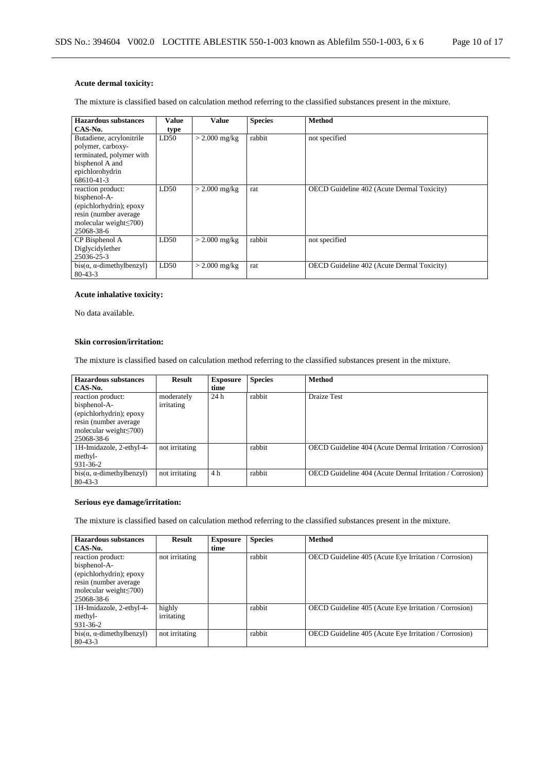**Acute dermal toxicity:**

The mixture is classified based on calculation method referring to the classified substances present in the mixture.

| Hazardous substances CAS-No. | Value type | Value | Species | Method |
|---|---|---|---|---|
| Butadiene, acrylonitrile polymer, carboxy-terminated, polymer with bisphenol A and epichlorohydrin 68610-41-3 | LD50 | > 2.000 mg/kg | rabbit | not specified |
| reaction product: bisphenol-A-(epichlorhydrin); epoxy resin (number average molecular weight≤700) 25068-38-6 | LD50 | > 2.000 mg/kg | rat | OECD Guideline 402 (Acute Dermal Toxicity) |
| CP Bisphenol A Diglycidylether 25036-25-3 | LD50 | > 2.000 mg/kg | rabbit | not specified |
| bis(α, α-dimethylbenzyl) 80-43-3 | LD50 | > 2.000 mg/kg | rat | OECD Guideline 402 (Acute Dermal Toxicity) |

**Acute inhalative toxicity:**

No data available.

**Skin corrosion/irritation:**

The mixture is classified based on calculation method referring to the classified substances present in the mixture.

| Hazardous substances CAS-No. | Result | Exposure time | Species | Method |
|---|---|---|---|---|
| reaction product: bisphenol-A-(epichlorhydrin); epoxy resin (number average molecular weight≤700) 25068-38-6 | moderately irritating | 24 h | rabbit | Draize Test |
| 1H-Imidazole, 2-ethyl-4-methyl- 931-36-2 | not irritating | | rabbit | OECD Guideline 404 (Acute Dermal Irritation / Corrosion) |
| bis(α, α-dimethylbenzyl) 80-43-3 | not irritating | 4 h | rabbit | OECD Guideline 404 (Acute Dermal Irritation / Corrosion) |

**Serious eye damage/irritation:**

The mixture is classified based on calculation method referring to the classified substances present in the mixture.

| Hazardous substances CAS-No. | Result | Exposure time | Species | Method |
|---|---|---|---|---|
| reaction product: bisphenol-A-(epichlorhydrin); epoxy resin (number average molecular weight≤700) 25068-38-6 | not irritating | | rabbit | OECD Guideline 405 (Acute Eye Irritation / Corrosion) |
| 1H-Imidazole, 2-ethyl-4-methyl- 931-36-2 | highly irritating | | rabbit | OECD Guideline 405 (Acute Eye Irritation / Corrosion) |
| bis(α, α-dimethylbenzyl) 80-43-3 | not irritating | | rabbit | OECD Guideline 405 (Acute Eye Irritation / Corrosion) |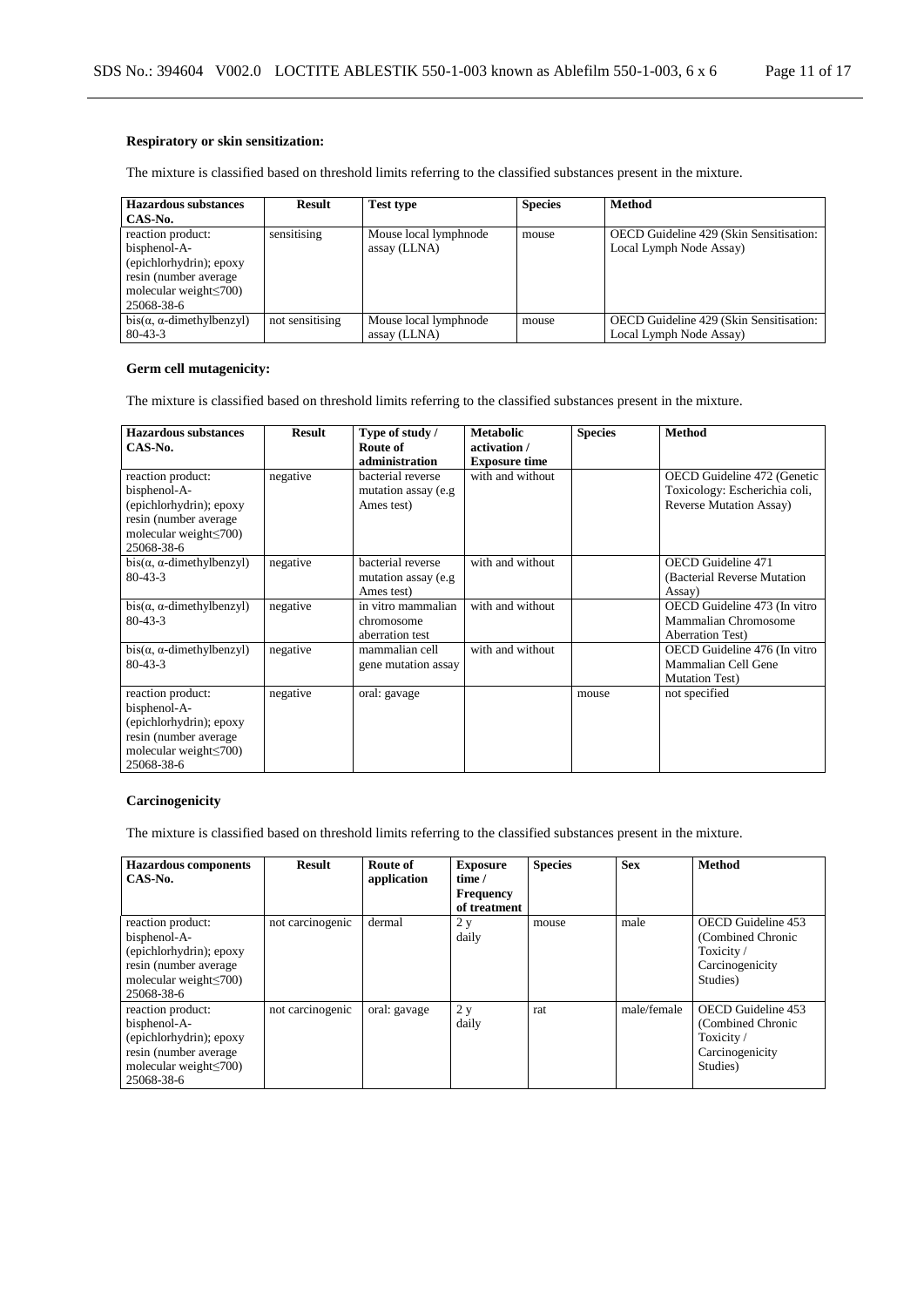**Respiratory or skin sensitization:**

The mixture is classified based on threshold limits referring to the classified substances present in the mixture.

| Hazardous substances CAS-No. | Result | Test type | Species | Method |
|---|---|---|---|---|
| reaction product: bisphenol-A-(epichlorhydrin); epoxy resin (number average molecular weight≤700) 25068-38-6 | sensitising | Mouse local lymphnode assay (LLNA) | mouse | OECD Guideline 429 (Skin Sensitisation: Local Lymph Node Assay) |
| bis(α, α-dimethylbenzyl) 80-43-3 | not sensitising | Mouse local lymphnode assay (LLNA) | mouse | OECD Guideline 429 (Skin Sensitisation: Local Lymph Node Assay) |

**Germ cell mutagenicity:**

The mixture is classified based on threshold limits referring to the classified substances present in the mixture.

| Hazardous substances CAS-No. | Result | Type of study / Route of administration | Metabolic activation / Exposure time | Species | Method |
|---|---|---|---|---|---|
| reaction product: bisphenol-A-(epichlorhydrin); epoxy resin (number average molecular weight≤700) 25068-38-6 | negative | bacterial reverse mutation assay (e.g Ames test) | with and without | | OECD Guideline 472 (Genetic Toxicology: Escherichia coli, Reverse Mutation Assay) |
| bis(α, α-dimethylbenzyl) 80-43-3 | negative | bacterial reverse mutation assay (e.g Ames test) | with and without | | OECD Guideline 471 (Bacterial Reverse Mutation Assay) |
| bis(α, α-dimethylbenzyl) 80-43-3 | negative | in vitro mammalian chromosome aberration test | with and without | | OECD Guideline 473 (In vitro Mammalian Chromosome Aberration Test) |
| bis(α, α-dimethylbenzyl) 80-43-3 | negative | mammalian cell gene mutation assay | with and without | | OECD Guideline 476 (In vitro Mammalian Cell Gene Mutation Test) |
| reaction product: bisphenol-A-(epichlorhydrin); epoxy resin (number average molecular weight≤700) 25068-38-6 | negative | oral: gavage | | mouse | not specified |

**Carcinogenicity**

The mixture is classified based on threshold limits referring to the classified substances present in the mixture.

| Hazardous components CAS-No. | Result | Route of application | Exposure time / Frequency of treatment | Species | Sex | Method |
|---|---|---|---|---|---|---|
| reaction product: bisphenol-A-(epichlorhydrin); epoxy resin (number average molecular weight≤700) 25068-38-6 | not carcinogenic | dermal | 2 y daily | mouse | male | OECD Guideline 453 (Combined Chronic Toxicity / Carcinogenicity Studies) |
| reaction product: bisphenol-A-(epichlorhydrin); epoxy resin (number average molecular weight≤700) 25068-38-6 | not carcinogenic | oral: gavage | 2 y daily | rat | male/female | OECD Guideline 453 (Combined Chronic Toxicity / Carcinogenicity Studies) |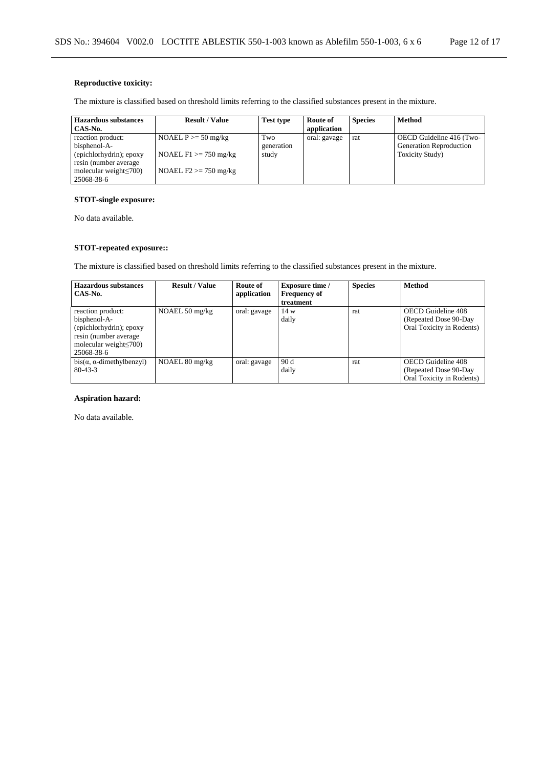**Reproductive toxicity:**

The mixture is classified based on threshold limits referring to the classified substances present in the mixture.

| Hazardous substances CAS-No. | Result / Value | Test type | Route of application | Species | Method |
|---|---|---|---|---|---|
| reaction product: bisphenol-A-(epichlorhydrin); epoxy resin (number average molecular weight≤700) 25068-38-6 | NOAEL P >= 50 mg/kg<br><br>NOAEL F1 >= 750 mg/kg<br><br>NOAEL F2 >= 750 mg/kg | Two generation study | oral: gavage | rat | OECD Guideline 416 (Two-Generation Reproduction Toxicity Study) |

**STOT-single exposure:**

No data available.

**STOT-repeated exposure::**

The mixture is classified based on threshold limits referring to the classified substances present in the mixture.

| Hazardous substances CAS-No. | Result / Value | Route of application | Exposure time / Frequency of treatment | Species | Method |
|---|---|---|---|---|---|
| reaction product: bisphenol-A-(epichlorhydrin); epoxy resin (number average molecular weight≤700) 25068-38-6 | NOAEL 50 mg/kg | oral: gavage | 14 w daily | rat | OECD Guideline 408 (Repeated Dose 90-Day Oral Toxicity in Rodents) |
| bis(α, α-dimethylbenzyl) 80-43-3 | NOAEL 80 mg/kg | oral: gavage | 90 d daily | rat | OECD Guideline 408 (Repeated Dose 90-Day Oral Toxicity in Rodents) |

**Aspiration hazard:**

No data available.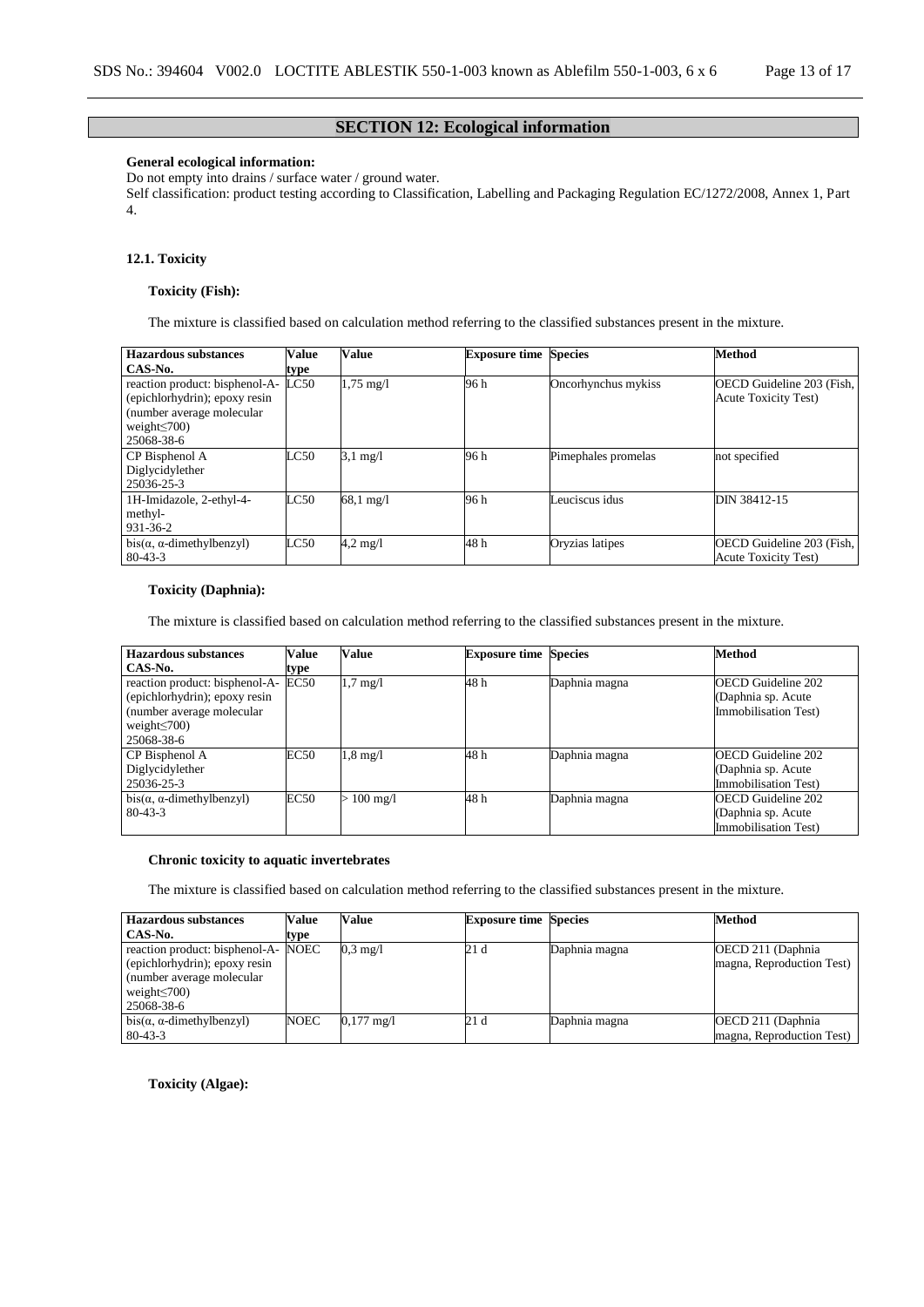## SECTION 12: Ecological information

**General ecological information:**

Do not empty into drains / surface water / ground water.
Self classification: product testing according to Classification, Labelling and Packaging Regulation EC/1272/2008, Annex 1, Part 4.

### 12.1. Toxicity

**Toxicity (Fish):**

The mixture is classified based on calculation method referring to the classified substances present in the mixture.

| Hazardous substances CAS-No. | Value type | Value | Exposure time | Species | Method |
|---|---|---|---|---|---|
| reaction product: bisphenol-A-(epichlorhydrin); epoxy resin (number average molecular weight≤700) 25068-38-6 | LC50 | 1,75 mg/l | 96 h | Oncorhynchus mykiss | OECD Guideline 203 (Fish, Acute Toxicity Test) |
| CP Bisphenol A Diglycidylether 25036-25-3 | LC50 | 3,1 mg/l | 96 h | Pimephales promelas | not specified |
| 1H-Imidazole, 2-ethyl-4-methyl- 931-36-2 | LC50 | 68,1 mg/l | 96 h | Leuciscus idus | DIN 38412-15 |
| bis(α, α-dimethylbenzyl) 80-43-3 | LC50 | 4,2 mg/l | 48 h | Oryzias latipes | OECD Guideline 203 (Fish, Acute Toxicity Test) |

**Toxicity (Daphnia):**

The mixture is classified based on calculation method referring to the classified substances present in the mixture.

| Hazardous substances CAS-No. | Value type | Value | Exposure time | Species | Method |
|---|---|---|---|---|---|
| reaction product: bisphenol-A-(epichlorhydrin); epoxy resin (number average molecular weight≤700) 25068-38-6 | EC50 | 1,7 mg/l | 48 h | Daphnia magna | OECD Guideline 202 (Daphnia sp. Acute Immobilisation Test) |
| CP Bisphenol A Diglycidylether 25036-25-3 | EC50 | 1,8 mg/l | 48 h | Daphnia magna | OECD Guideline 202 (Daphnia sp. Acute Immobilisation Test) |
| bis(α, α-dimethylbenzyl) 80-43-3 | EC50 | > 100 mg/l | 48 h | Daphnia magna | OECD Guideline 202 (Daphnia sp. Acute Immobilisation Test) |

**Chronic toxicity to aquatic invertebrates**

The mixture is classified based on calculation method referring to the classified substances present in the mixture.

| Hazardous substances CAS-No. | Value type | Value | Exposure time | Species | Method |
|---|---|---|---|---|---|
| reaction product: bisphenol-A-(epichlorhydrin); epoxy resin (number average molecular weight≤700) 25068-38-6 | NOEC | 0,3 mg/l | 21 d | Daphnia magna | OECD 211 (Daphnia magna, Reproduction Test) |
| bis(α, α-dimethylbenzyl) 80-43-3 | NOEC | 0,177 mg/l | 21 d | Daphnia magna | OECD 211 (Daphnia magna, Reproduction Test) |

**Toxicity (Algae):**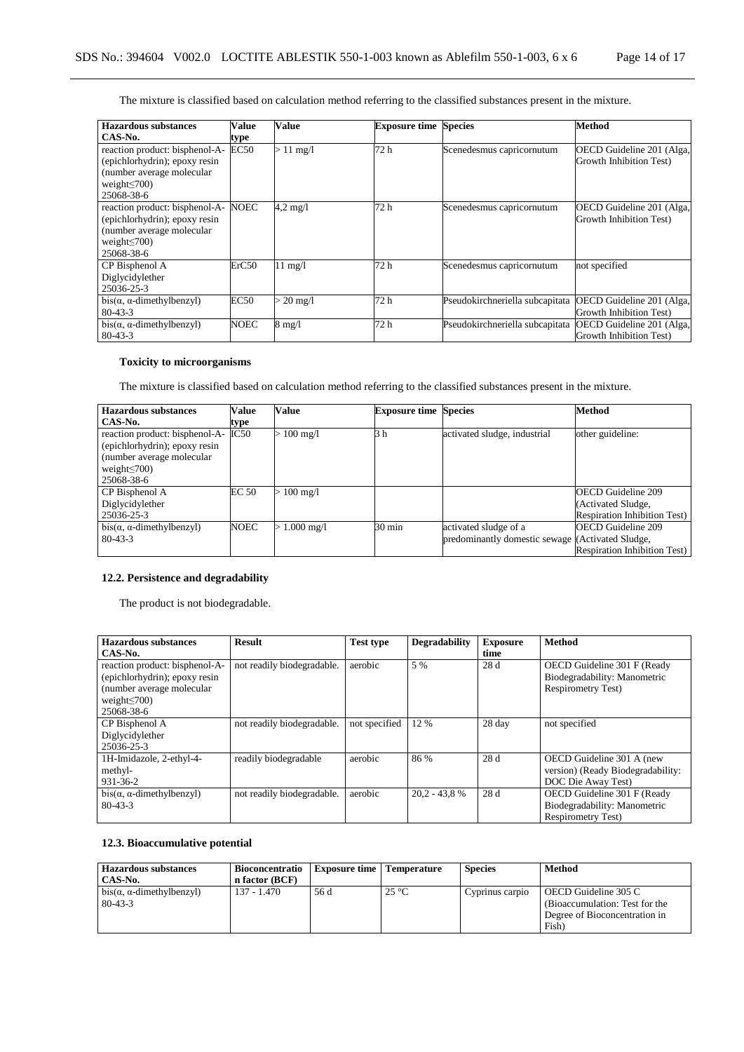The mixture is classified based on calculation method referring to the classified substances present in the mixture.

| Hazardous substances CAS-No. | Value type | Value | Exposure time | Species | Method |
|---|---|---|---|---|---|
| reaction product: bisphenol-A-(epichlorhydrin); epoxy resin (number average molecular weight≤700) 25068-38-6 | EC50 | > 11 mg/l | 72 h | Scenedesmus capricornutum | OECD Guideline 201 (Alga, Growth Inhibition Test) |
| reaction product: bisphenol-A-(epichlorhydrin); epoxy resin (number average molecular weight≤700) 25068-38-6 | NOEC | 4,2 mg/l | 72 h | Scenedesmus capricornutum | OECD Guideline 201 (Alga, Growth Inhibition Test) |
| CP Bisphenol A Diglycidylether 25036-25-3 | ErC50 | 11 mg/l | 72 h | Scenedesmus capricornutum | not specified |
| bis(α, α-dimethylbenzyl) 80-43-3 | EC50 | > 20 mg/l | 72 h | Pseudokirchneriella subcapitata | OECD Guideline 201 (Alga, Growth Inhibition Test) |
| bis(α, α-dimethylbenzyl) 80-43-3 | NOEC | 8 mg/l | 72 h | Pseudokirchneriella subcapitata | OECD Guideline 201 (Alga, Growth Inhibition Test) |

**Toxicity to microorganisms**

The mixture is classified based on calculation method referring to the classified substances present in the mixture.

| Hazardous substances CAS-No. | Value type | Value | Exposure time | Species | Method |
|---|---|---|---|---|---|
| reaction product: bisphenol-A-(epichlorhydrin); epoxy resin (number average molecular weight≤700) 25068-38-6 | IC50 | > 100 mg/l | 3 h | activated sludge, industrial | other guideline: |
| CP Bisphenol A Diglycidylether 25036-25-3 | EC 50 | > 100 mg/l | | | OECD Guideline 209 (Activated Sludge, Respiration Inhibition Test) |
| bis(α, α-dimethylbenzyl) 80-43-3 | NOEC | > 1.000 mg/l | 30 min | activated sludge of a predominantly domestic sewage | OECD Guideline 209 (Activated Sludge, Respiration Inhibition Test) |

### 12.2. Persistence and degradability

The product is not biodegradable.

| Hazardous substances CAS-No. | Result | Test type | Degradability | Exposure time | Method |
|---|---|---|---|---|---|
| reaction product: bisphenol-A-(epichlorhydrin); epoxy resin (number average molecular weight≤700) 25068-38-6 | not readily biodegradable. | aerobic | 5 % | 28 d | OECD Guideline 301 F (Ready Biodegradability: Manometric Respirometry Test) |
| CP Bisphenol A Diglycidylether 25036-25-3 | not readily biodegradable. | not specified | 12 % | 28 day | not specified |
| 1H-Imidazole, 2-ethyl-4-methyl- 931-36-2 | readily biodegradable | aerobic | 86 % | 28 d | OECD Guideline 301 A (new version) (Ready Biodegradability: DOC Die Away Test) |
| bis(α, α-dimethylbenzyl) 80-43-3 | not readily biodegradable. | aerobic | 20,2 - 43,8 % | 28 d | OECD Guideline 301 F (Ready Biodegradability: Manometric Respirometry Test) |

### 12.3. Bioaccumulative potential

| Hazardous substances CAS-No. | Bioconcentration factor (BCF) | Exposure time | Temperature | Species | Method |
|---|---|---|---|---|---|
| bis(α, α-dimethylbenzyl) 80-43-3 | 137 - 1.470 | 56 d | 25 °C | Cyprinus carpio | OECD Guideline 305 C (Bioaccumulation: Test for the Degree of Bioconcentration in Fish) |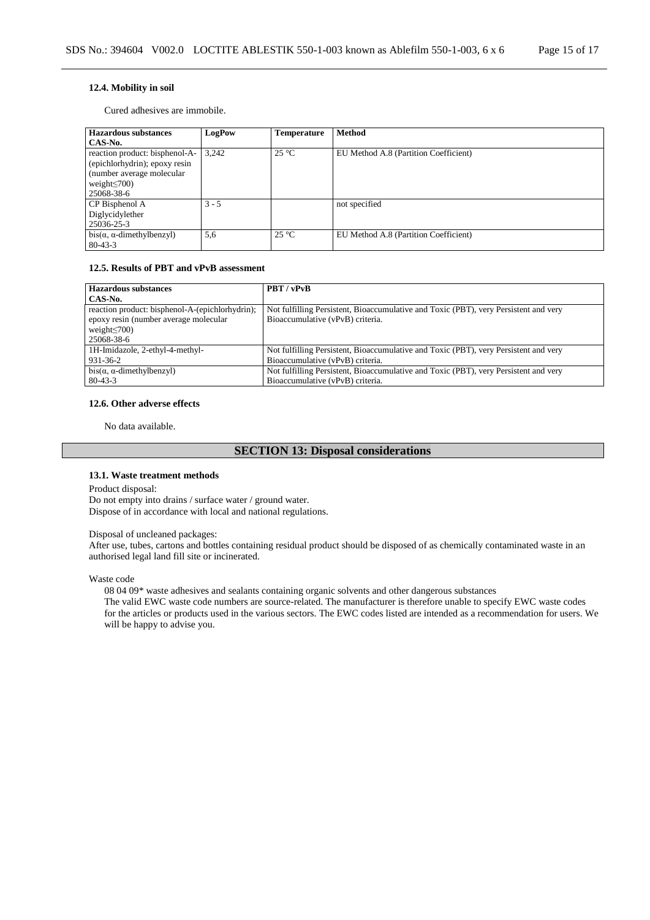#### 12.4. Mobility in soil

Cured adhesives are immobile.

| Hazardous substances<br>CAS-No. | LogPow | Temperature | Method |
|---|---|---|---|
| reaction product: bisphenol-A-(epichlorhydrin); epoxy resin (number average molecular weight≤700)<br>25068-38-6 | 3,242 | 25 °C | EU Method A.8 (Partition Coefficient) |
| CP Bisphenol A Diglycidylether<br>25036-25-3 | 3 - 5 | | not specified |
| bis(α, α-dimethylbenzyl)<br>80-43-3 | 5,6 | 25 °C | EU Method A.8 (Partition Coefficient) |

#### 12.5. Results of PBT and vPvB assessment

| Hazardous substances<br>CAS-No. | PBT / vPvB |
|---|---|
| reaction product: bisphenol-A-(epichlorhydrin); epoxy resin (number average molecular weight≤700)<br>25068-38-6 | Not fulfilling Persistent, Bioaccumulative and Toxic (PBT), very Persistent and very Bioaccumulative (vPvB) criteria. |
| 1H-Imidazole, 2-ethyl-4-methyl-<br>931-36-2 | Not fulfilling Persistent, Bioaccumulative and Toxic (PBT), very Persistent and very Bioaccumulative (vPvB) criteria. |
| bis(α, α-dimethylbenzyl)<br>80-43-3 | Not fulfilling Persistent, Bioaccumulative and Toxic (PBT), very Persistent and very Bioaccumulative (vPvB) criteria. |

#### 12.6. Other adverse effects

No data available.

## SECTION 13: Disposal considerations

#### 13.1. Waste treatment methods

Product disposal:
Do not empty into drains / surface water / ground water.
Dispose of in accordance with local and national regulations.

Disposal of uncleaned packages:
After use, tubes, cartons and bottles containing residual product should be disposed of as chemically contaminated waste in an authorised legal land fill site or incinerated.

Waste code
08 04 09* waste adhesives and sealants containing organic solvents and other dangerous substances
The valid EWC waste code numbers are source-related. The manufacturer is therefore unable to specify EWC waste codes for the articles or products used in the various sectors. The EWC codes listed are intended as a recommendation for users. We will be happy to advise you.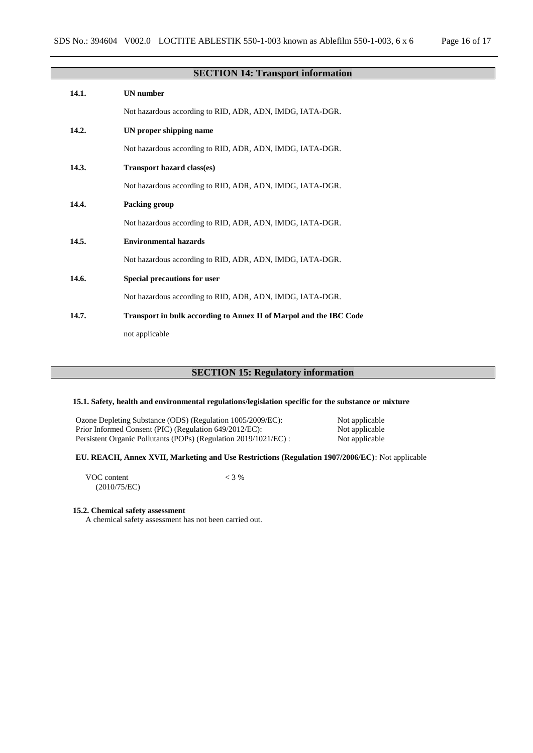## SECTION 14: Transport information

**14.1. UN number**

Not hazardous according to RID, ADR, ADN, IMDG, IATA-DGR.

**14.2. UN proper shipping name**

Not hazardous according to RID, ADR, ADN, IMDG, IATA-DGR.

**14.3. Transport hazard class(es)**

Not hazardous according to RID, ADR, ADN, IMDG, IATA-DGR.

**14.4. Packing group**

Not hazardous according to RID, ADR, ADN, IMDG, IATA-DGR.

**14.5. Environmental hazards**

Not hazardous according to RID, ADR, ADN, IMDG, IATA-DGR.

**14.6. Special precautions for user**

Not hazardous according to RID, ADR, ADN, IMDG, IATA-DGR.

**14.7. Transport in bulk according to Annex II of Marpol and the IBC Code**

not applicable

## SECTION 15: Regulatory information

**15.1. Safety, health and environmental regulations/legislation specific for the substance or mixture**

| | |
|---|---|
| Ozone Depleting Substance (ODS) (Regulation 1005/2009/EC): | Not applicable |
| Prior Informed Consent (PIC) (Regulation 649/2012/EC): | Not applicable |
| Persistent Organic Pollutants (POPs) (Regulation 2019/1021/EC) : | Not applicable |

**EU. REACH, Annex XVII, Marketing and Use Restrictions (Regulation 1907/2006/EC)**: Not applicable

| | |
|---|---|
| VOC content (2010/75/EC) | < 3 % |

**15.2. Chemical safety assessment**

A chemical safety assessment has not been carried out.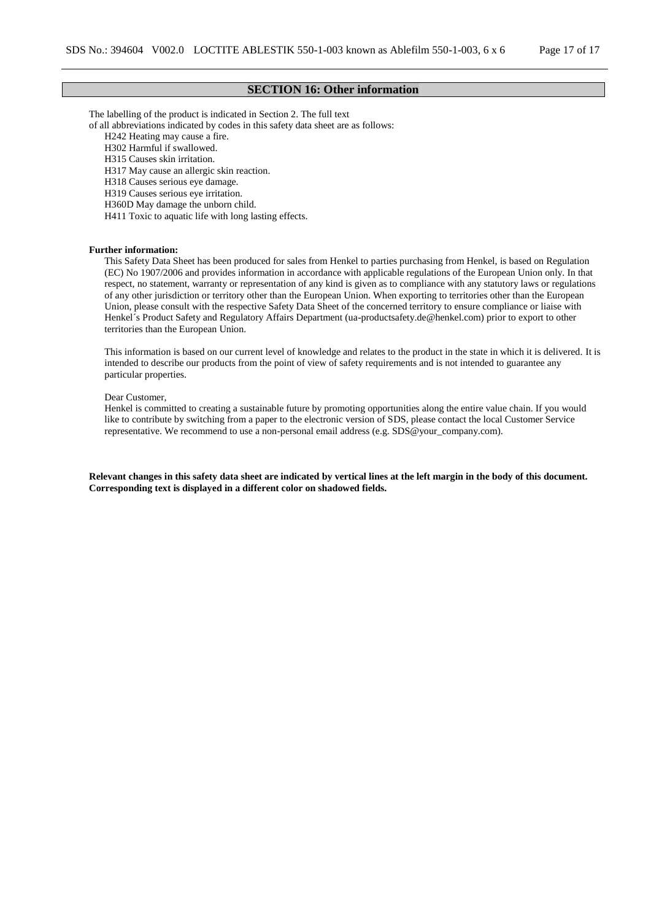## SECTION 16: Other information

The labelling of the product is indicated in Section 2. The full text of all abbreviations indicated by codes in this safety data sheet are as follows:

H242 Heating may cause a fire.
H302 Harmful if swallowed.
H315 Causes skin irritation.
H317 May cause an allergic skin reaction.
H318 Causes serious eye damage.
H319 Causes serious eye irritation.
H360D May damage the unborn child.
H411 Toxic to aquatic life with long lasting effects.

**Further information:**

This Safety Data Sheet has been produced for sales from Henkel to parties purchasing from Henkel, is based on Regulation (EC) No 1907/2006 and provides information in accordance with applicable regulations of the European Union only. In that respect, no statement, warranty or representation of any kind is given as to compliance with any statutory laws or regulations of any other jurisdiction or territory other than the European Union. When exporting to territories other than the European Union, please consult with the respective Safety Data Sheet of the concerned territory to ensure compliance or liaise with Henkel´s Product Safety and Regulatory Affairs Department (ua-productsafety.de@henkel.com) prior to export to other territories than the European Union.

This information is based on our current level of knowledge and relates to the product in the state in which it is delivered. It is intended to describe our products from the point of view of safety requirements and is not intended to guarantee any particular properties.

Dear Customer,
Henkel is committed to creating a sustainable future by promoting opportunities along the entire value chain. If you would like to contribute by switching from a paper to the electronic version of SDS, please contact the local Customer Service representative. We recommend to use a non-personal email address (e.g. SDS@your_company.com).

**Relevant changes in this safety data sheet are indicated by vertical lines at the left margin in the body of this document. Corresponding text is displayed in a different color on shadowed fields.**